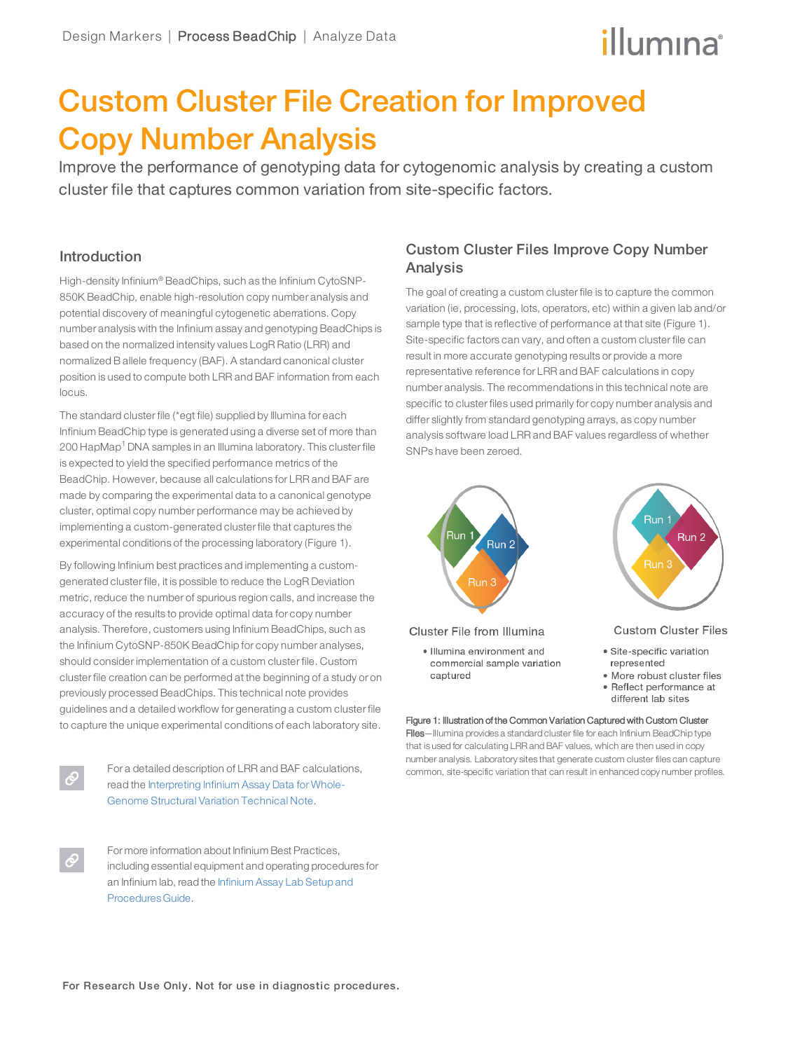# Custom Cluster File Creation for Improved Copy Number Analysis

Improve the performance of genotyping data for cytogenomic analysis by creating a custom cluster file that captures common variation from site-specific factors.

## Introduction

High-density Infinium® BeadChips, such as the Infinium CytoSNP-850K BeadChip, enable high-resolution copy number analysis and potential discovery of meaningful cytogenetic aberrations. Copy number analysis with the Infinium assay and genotyping BeadChips is based on the normalized intensity values LogR Ratio (LRR) and normalized B allele frequency (BAF). A standard canonical cluster position is used to compute both LRR and BAF information from each locus.

The standard cluster file (*egt file) supplied by Illumina for each Infinium BeadChip type is generated using a diverse set of more than 200 HapMap[1] DNA samples in an Illumina laboratory. This cluster file is expected to yield the specified performance metrics of the BeadChip. However, because all calculations for LRR and BAF are made by comparing the experimental data to a canonical genotype cluster, optimal copy number performance may be achieved by implementing a custom-generated cluster file that captures the experimental conditions of the processing laboratory (Figure 1).

By following Infinium best practices and implementing a custom-generated cluster file, it is possible to reduce the LogR Deviation metric, reduce the number of spurious region calls, and increase the accuracy of the results to provide optimal data for copy number analysis. Therefore, customers using Infinium BeadChips, such as the Infinium CytoSNP-850K BeadChip for copy number analyses, should consider implementation of a custom cluster file. Custom cluster file creation can be performed at the beginning of a study or on previously processed BeadChips. This technical note provides guidelines and a detailed workflow for generating a custom cluster file to capture the unique experimental conditions of each laboratory site.

For a detailed description of LRR and BAF calculations, read the Interpreting Infinium Assay Data for Whole-Genome Structural Variation Technical Note.

For more information about Infinium Best Practices, including essential equipment and operating procedures for an Infinium lab, read the Infinium Assay Lab Setup and Procedures Guide.

## Custom Cluster Files Improve Copy Number Analysis

The goal of creating a custom cluster file is to capture the common variation (ie, processing, lots, operators, etc) within a given lab and/or sample type that is reflective of performance at that site (Figure 1). Site-specific factors can vary, and often a custom cluster file can result in more accurate genotyping results or provide a more representative reference for LRR and BAF calculations in copy number analysis. The recommendations in this technical note are specific to cluster files used primarily for copy number analysis and differ slightly from standard genotyping arrays, as copy number analysis software load LRR and BAF values regardless of whether SNPs have been zeroed.

Run 1 | Run 2 | Run 3

**Cluster File from Illumina**

- Illumina environment and commercial sample variation captured

Run 1 | Run 2 | Run 3

**Custom Cluster Files**

- Site-specific variation represented
- More robust cluster files
- Reflect performance at different lab sites

**Figure 1: Illustration of the Common Variation Captured with Custom Cluster Files**—Illumina provides a standard cluster file for each Infinium BeadChip type that is used for calculating LRR and BAF values, which are then used in copy number analysis. Laboratory sites that generate custom cluster files can capture common, site-specific variation that can result in enhanced copy number profiles.

For Research Use Only. Not for use in diagnostic procedures.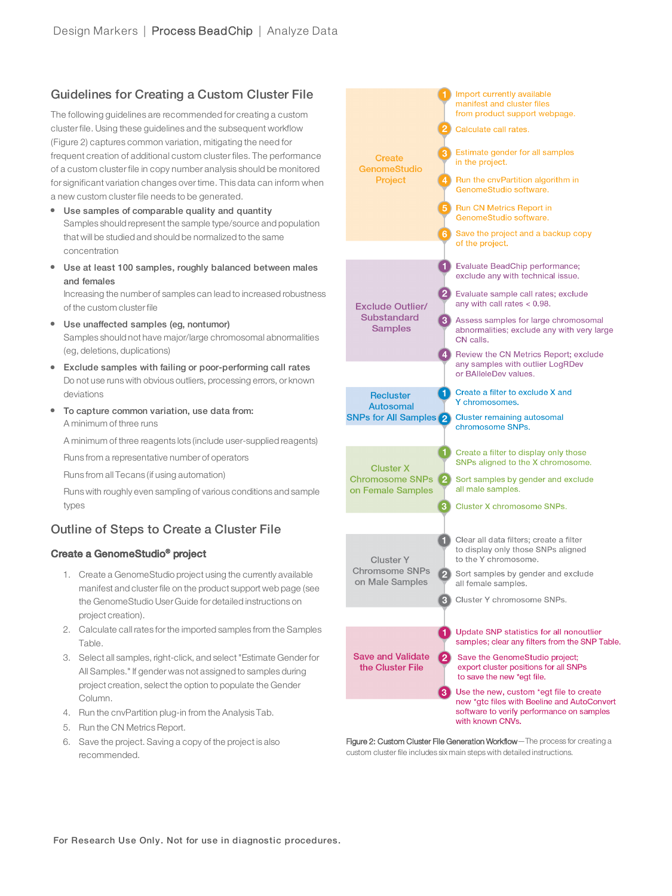## Guidelines for Creating a Custom Cluster File

The following guidelines are recommended for creating a custom cluster file. Using these guidelines and the subsequent workflow (Figure 2) captures common variation, mitigating the need for frequent creation of additional custom cluster files. The performance of a custom cluster file in copy number analysis should be monitored for significant variation changes over time. This data can inform when a new custom cluster file needs to be generated.

- **Use samples of comparable quality and quantity**
  Samples should represent the sample type/source and population that will be studied and should be normalized to the same concentration
- **Use at least 100 samples, roughly balanced between males and females**
  Increasing the number of samples can lead to increased robustness of the custom cluster file
- **Use unaffected samples (eg, nontumor)**
  Samples should not have major/large chromosomal abnormalities (eg, deletions, duplications)
- **Exclude samples with failing or poor-performing call rates**
  Do not use runs with obvious outliers, processing errors, or known deviations
- **To capture common variation, use data from:**
  A minimum of three runs

  A minimum of three reagents lots (include user-supplied reagents)

  Runs from a representative number of operators

  Runs from all Tecans (if using automation)

  Runs with roughly even sampling of various conditions and sample types

## Outline of Steps to Create a Cluster File

### Create a GenomeStudio® project

1. Create a GenomeStudio project using the currently available manifest and cluster file on the product support web page (see the GenomeStudio User Guide for detailed instructions on project creation).
2. Calculate call rates for the imported samples from the Samples Table.
3. Select all samples, right-click, and select "Estimate Gender for All Samples." If gender was not assigned to samples during project creation, select the option to populate the Gender Column.
4. Run the cnvPartition plug-in from the Analysis Tab.
5. Run the CN Metrics Report.
6. Save the project. Saving a copy of the project is also recommended.

**Create GenomeStudio Project**
1. Import currently available manifest and cluster files from product support webpage.
2. Calculate call rates.
3. Estimate gender for all samples in the project.
4. Run the cnvPartition algorithm in GenomeStudio software.
5. Run CN Metrics Report in GenomeStudio software.
6. Save the project and a backup copy of the project.

**Exclude Outlier/ Substandard Samples**
1. Evaluate BeadChip performance; exclude any with technical issue.
2. Evaluate sample call rates; exclude any with call rates < 0.98.
3. Assess samples for large chromosomal abnormalities; exclude any with very large CN calls.
4. Review the CN Metrics Report; exclude any samples with outlier LogRDev or BAlleleDev values.

**Recluster Autosomal SNPs for All Samples**
1. Create a filter to exclude X and Y chromosomes.
2. Cluster remaining autosomal chromosome SNPs.

**Cluster X Chromosome SNPs on Female Samples**
1. Create a filter to display only those SNPs aligned to the X chromosome.
2. Sort samples by gender and exclude all male samples.
3. Cluster X chromosome SNPs.

**Cluster Y Chromsome SNPs on Male Samples**
1. Clear all data filters; create a filter to display only those SNPs aligned to the Y chromosome.
2. Sort samples by gender and exclude all female samples.
3. Cluster Y chromosome SNPs.

**Save and Validate the Cluster File**
1. Update SNP statistics for all nonoutlier samples; clear any filters from the SNP Table.
2. Save the GenomeStudio project; export cluster positions for all SNPs to save the new *egt file.
3. Use the new, custom *egt file to create new *gtc files with Beeline and AutoConvert software to verify performance on samples with known CNVs.

Figure 2: Custom Cluster File Generation Workflow—The process for creating a custom cluster file includes six main steps with detailed instructions.

For Research Use Only. Not for use in diagnostic procedures.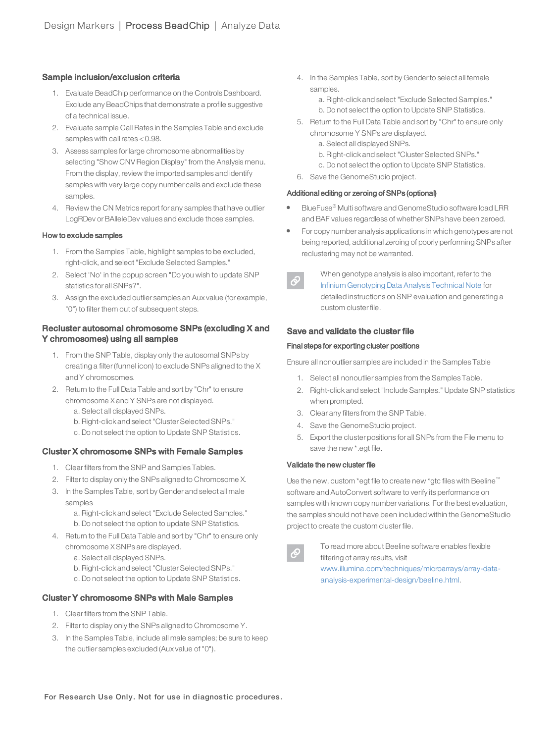## Sample inclusion/exclusion criteria

1. Evaluate BeadChip performance on the Controls Dashboard. Exclude any BeadChips that demonstrate a profile suggestive of a technical issue.
2. Evaluate sample Call Rates in the Samples Table and exclude samples with call rates < 0.98.
3. Assess samples for large chromosome abnormalities by selecting "Show CNV Region Display" from the Analysis menu. From the display, review the imported samples and identify samples with very large copy number calls and exclude these samples.
4. Review the CN Metrics report for any samples that have outlier LogRDev or BAlleleDev values and exclude those samples.

### How to exclude samples

1. From the Samples Table, highlight samples to be excluded, right-click, and select "Exclude Selected Samples."
2. Select 'No' in the popup screen "Do you wish to update SNP statistics for all SNPs?".
3. Assign the excluded outlier samples an Aux value (for example, "0") to filter them out of subsequent steps.

## Recluster autosomal chromosome SNPs (excluding X and Y chromosomes) using all samples

1. From the SNP Table, display only the autosomal SNPs by creating a filter (funnel icon) to exclude SNPs aligned to the X and Y chromosomes.
2. Return to the Full Data Table and sort by "Chr" to ensure chromosome X and Y SNPs are not displayed.
   a. Select all displayed SNPs.
   b. Right-click and select "Cluster Selected SNPs."
   c. Do not select the option to Update SNP Statistics.

## Cluster X chromosome SNPs with Female Samples

1. Clear filters from the SNP and Samples Tables.
2. Filter to display only the SNPs aligned to Chromosome X.
3. In the Samples Table, sort by Gender and select all male samples
   a. Right-click and select "Exclude Selected Samples."
   b. Do not select the option to update SNP Statistics.
4. Return to the Full Data Table and sort by "Chr" to ensure only chromosome X SNPs are displayed.
   a. Select all displayed SNPs.
   b. Right-click and select "Cluster Selected SNPs."
   c. Do not select the option to Update SNP Statistics.

## Cluster Y chromosome SNPs with Male Samples

1. Clear filters from the SNP Table.
2. Filter to display only the SNPs aligned to Chromosome Y.
3. In the Samples Table, include all male samples; be sure to keep the outlier samples excluded (Aux value of "0").
4. In the Samples Table, sort by Gender to select all female samples.
   a. Right-click and select "Exclude Selected Samples."
   b. Do not select the option to Update SNP Statistics.
5. Return to the Full Data Table and sort by "Chr" to ensure only chromosome Y SNPs are displayed.
   a. Select all displayed SNPs.
   b. Right-click and select "Cluster Selected SNPs."
   c. Do not select the option to Update SNP Statistics.
6. Save the GenomeStudio project.

### Additional editing or zeroing of SNPs (optional)

- BlueFuse® Multi software and GenomeStudio software load LRR and BAF values regardless of whether SNPs have been zeroed.
- For copy number analysis applications in which genotypes are not being reported, additional zeroing of poorly performing SNPs after reclustering may not be warranted.

When genotype analysis is also important, refer to the Infinium Genotyping Data Analysis Technical Note for detailed instructions on SNP evaluation and generating a custom cluster file.

## Save and validate the cluster file

### Final steps for exporting cluster positions

Ensure all nonoutlier samples are included in the Samples Table

1. Select all nonoutlier samples from the Samples Table.
2. Right-click and select "Include Samples." Update SNP statistics when prompted.
3. Clear any filters from the SNP Table.
4. Save the GenomeStudio project.
5. Export the cluster positions for all SNPs from the File menu to save the new *.egt file.

### Validate the new cluster file

Use the new, custom *egt file to create new *gtc files with Beeline™ software and AutoConvert software to verify its performance on samples with known copy number variations. For the best evaluation, the samples should not have been included within the GenomeStudio project to create the custom cluster file.

To read more about Beeline software enables flexible filtering of array results, visit www.illumina.com/techniques/microarrays/array-data-analysis-experimental-design/beeline.html.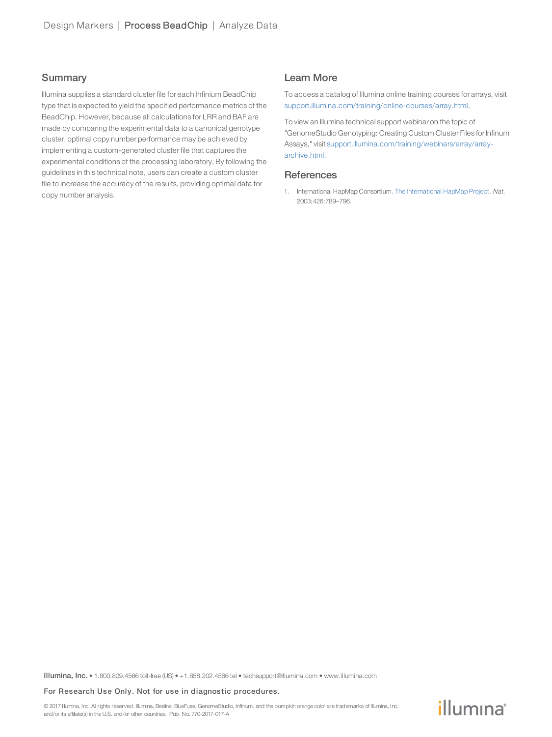## Summary

Illumina supplies a standard cluster file for each Infinium BeadChip type that is expected to yield the specified performance metrics of the BeadChip. However, because all calculations for LRR and BAF are made by comparing the experimental data to a canonical genotype cluster, optimal copy number performance may be achieved by implementing a custom-generated cluster file that captures the experimental conditions of the processing laboratory. By following the guidelines in this technical note, users can create a custom cluster file to increase the accuracy of the results, providing optimal data for copy number analysis.

## Learn More

To access a catalog of Illumina online training courses for arrays, visit support.illumina.com/training/online-courses/array.html.

To view an Illumina technical support webinar on the topic of "GenomeStudio Genotyping: Creating Custom Cluster Files for Infinum Assays," visit support.illumina.com/training/webinars/array/array-archive.html.

## References

1. International HapMap Consortium. The International HapMap Project. *Nat.* 2003;426:789–796.

**Illumina, Inc.** • 1.800.809.4566 toll-free (US) • +1.858.202.4566 tel • techsupport@illumina.com • www.illumina.com

**For Research Use Only. Not for use in diagnostic procedures.**

© 2017 Illumina, Inc. All rights reserved. Illumina, Beeline, BlueFuse, GenomeStudio, Infinium, and the pumpkin orange color are trademarks of Illumina, Inc. and/or its affiliate(s) in the U.S. and/or other countries. Pub. No. 770-2017-017-A